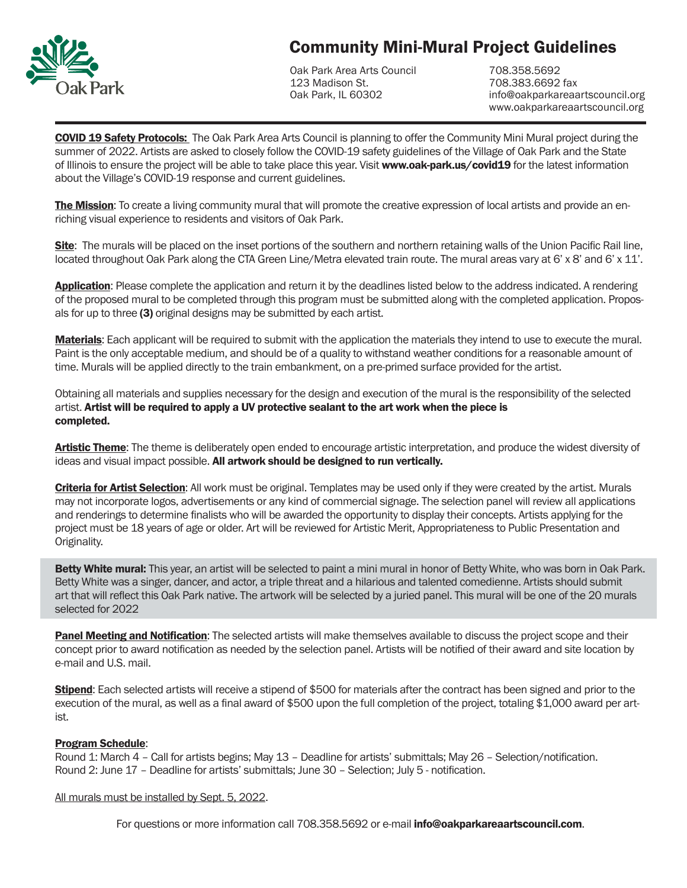# Community Mini-Mural Project Guidelines

Oak Park Area Arts Council
123 Madison St.
Oak Park, IL 60302

708.358.5692
708.383.6692 fax
info@oakparkareaartscouncil.org
www.oakparkareaartscouncil.org

**COVID 19 Safety Protocols:** The Oak Park Area Arts Council is planning to offer the Community Mini Mural project during the summer of 2022. Artists are asked to closely follow the COVID-19 safety guidelines of the Village of Oak Park and the State of Illinois to ensure the project will be able to take place this year. Visit **www.oak-park.us/covid19** for the latest information about the Village's COVID-19 response and current guidelines.

**The Mission**: To create a living community mural that will promote the creative expression of local artists and provide an enriching visual experience to residents and visitors of Oak Park.

**Site**: The murals will be placed on the inset portions of the southern and northern retaining walls of the Union Pacific Rail line, located throughout Oak Park along the CTA Green Line/Metra elevated train route. The mural areas vary at 6' x 8' and 6' x 11'.

**Application**: Please complete the application and return it by the deadlines listed below to the address indicated. A rendering of the proposed mural to be completed through this program must be submitted along with the completed application. Proposals for up to three **(3)** original designs may be submitted by each artist.

**Materials**: Each applicant will be required to submit with the application the materials they intend to use to execute the mural. Paint is the only acceptable medium, and should be of a quality to withstand weather conditions for a reasonable amount of time. Murals will be applied directly to the train embankment, on a pre-primed surface provided for the artist.

Obtaining all materials and supplies necessary for the design and execution of the mural is the responsibility of the selected artist. **Artist will be required to apply a UV protective sealant to the art work when the piece is completed.**

**Artistic Theme**: The theme is deliberately open ended to encourage artistic interpretation, and produce the widest diversity of ideas and visual impact possible. **All artwork should be designed to run vertically.**

**Criteria for Artist Selection**: All work must be original. Templates may be used only if they were created by the artist. Murals may not incorporate logos, advertisements or any kind of commercial signage. The selection panel will review all applications and renderings to determine finalists who will be awarded the opportunity to display their concepts. Artists applying for the project must be 18 years of age or older. Art will be reviewed for Artistic Merit, Appropriateness to Public Presentation and Originality.

**Betty White mural:** This year, an artist will be selected to paint a mini mural in honor of Betty White, who was born in Oak Park. Betty White was a singer, dancer, and actor, a triple threat and a hilarious and talented comedienne. Artists should submit art that will reflect this Oak Park native. The artwork will be selected by a juried panel. This mural will be one of the 20 murals selected for 2022

**Panel Meeting and Notification**: The selected artists will make themselves available to discuss the project scope and their concept prior to award notification as needed by the selection panel. Artists will be notified of their award and site location by e-mail and U.S. mail.

**Stipend**: Each selected artists will receive a stipend of $500 for materials after the contract has been signed and prior to the execution of the mural, as well as a final award of $500 upon the full completion of the project, totaling $1,000 award per artist.

**Program Schedule**:
Round 1: March 4 – Call for artists begins; May 13 – Deadline for artists' submittals; May 26 – Selection/notification.
Round 2: June 17 – Deadline for artists' submittals; June 30 – Selection; July 5 - notification.

All murals must be installed by Sept. 5, 2022.

For questions or more information call 708.358.5692 or e-mail **info@oakparkareaartscouncil.com**.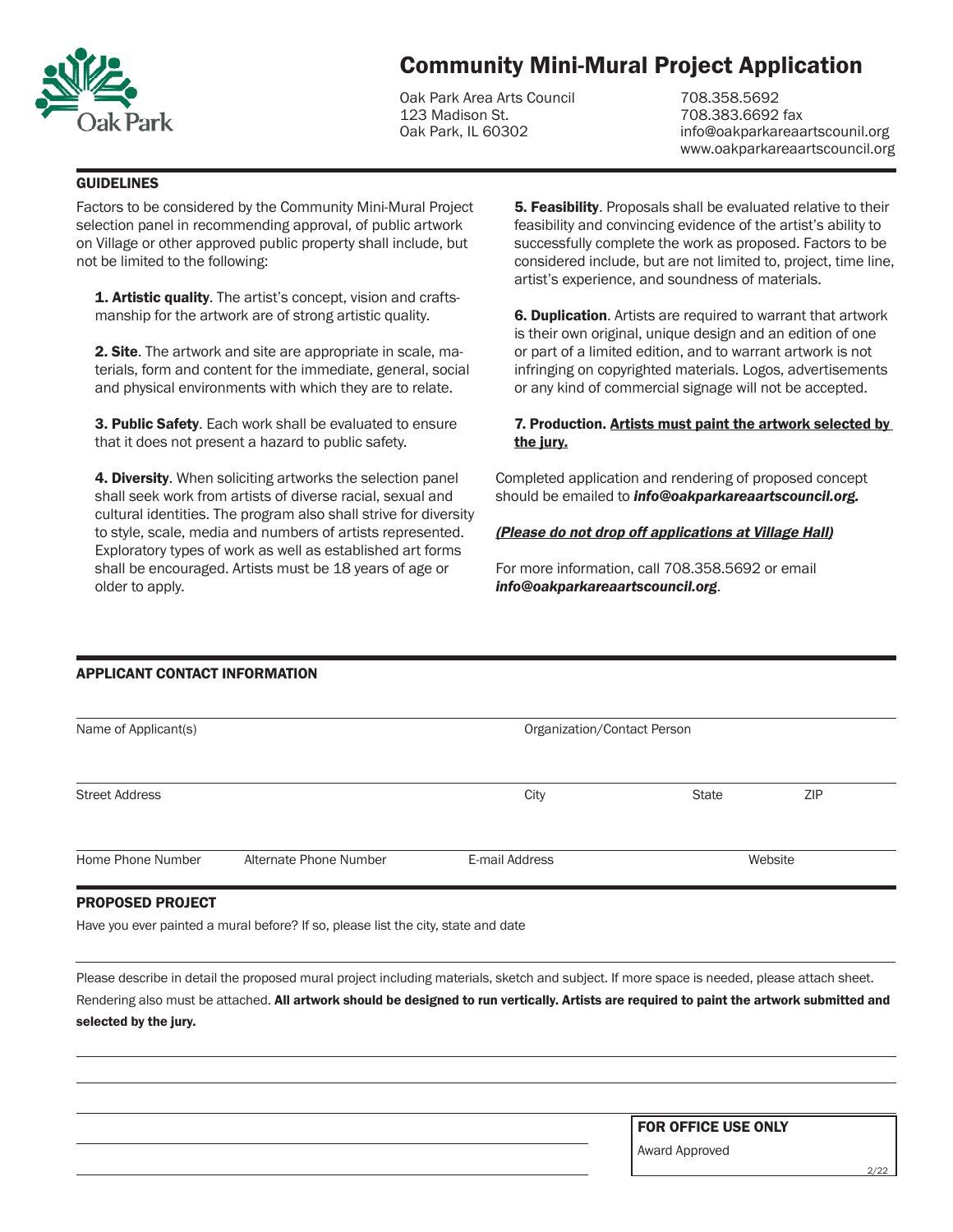# Community Mini-Mural Project Application

Oak Park Area Arts Council
123 Madison St.
Oak Park, IL 60302

708.358.5692
708.383.6692 fax
info@oakparkareaartscounil.org
www.oakparkareaartscouncil.org

## GUIDELINES

Factors to be considered by the Community Mini-Mural Project selection panel in recommending approval, of public artwork on Village or other approved public property shall include, but not be limited to the following:

**1. Artistic quality**. The artist's concept, vision and craftsmanship for the artwork are of strong artistic quality.

**2. Site**. The artwork and site are appropriate in scale, materials, form and content for the immediate, general, social and physical environments with which they are to relate.

**3. Public Safety**. Each work shall be evaluated to ensure that it does not present a hazard to public safety.

**4. Diversity**. When soliciting artworks the selection panel shall seek work from artists of diverse racial, sexual and cultural identities. The program also shall strive for diversity to style, scale, media and numbers of artists represented. Exploratory types of work as well as established art forms shall be encouraged. Artists must be 18 years of age or older to apply.

**5. Feasibility**. Proposals shall be evaluated relative to their feasibility and convincing evidence of the artist's ability to successfully complete the work as proposed. Factors to be considered include, but are not limited to, project, time line, artist's experience, and soundness of materials.

**6. Duplication**. Artists are required to warrant that artwork is their own original, unique design and an edition of one or part of a limited edition, and to warrant artwork is not infringing on copyrighted materials. Logos, advertisements or any kind of commercial signage will not be accepted.

**7. Production. <u>Artists must paint the artwork selected by the jury.</u>**

Completed application and rendering of proposed concept should be emailed to ***info@oakparkareaartscouncil.org.***

***<u>(Please do not drop off applications at Village Hall)</u>***

For more information, call 708.358.5692 or email ***info@oakparkareaartscouncil.org***.

## APPLICANT CONTACT INFORMATION

Name of Applicant(s) ______________________ Organization/Contact Person ______________________

Street Address ______________________ City ______________ State ________ ZIP ________

Home Phone Number ______________ Alternate Phone Number ______________ E-mail Address ______________ Website ______________

## PROPOSED PROJECT

Have you ever painted a mural before? If so, please list the city, state and date

______________________________________________

Please describe in detail the proposed mural project including materials, sketch and subject. If more space is needed, please attach sheet. Rendering also must be attached. **All artwork should be designed to run vertically. Artists are required to paint the artwork submitted and selected by the jury.**

______________________________________________

______________________________________________

______________________________________________

______________________________________________

______________________________________________

**FOR OFFICE USE ONLY**

Award Approved

2/22